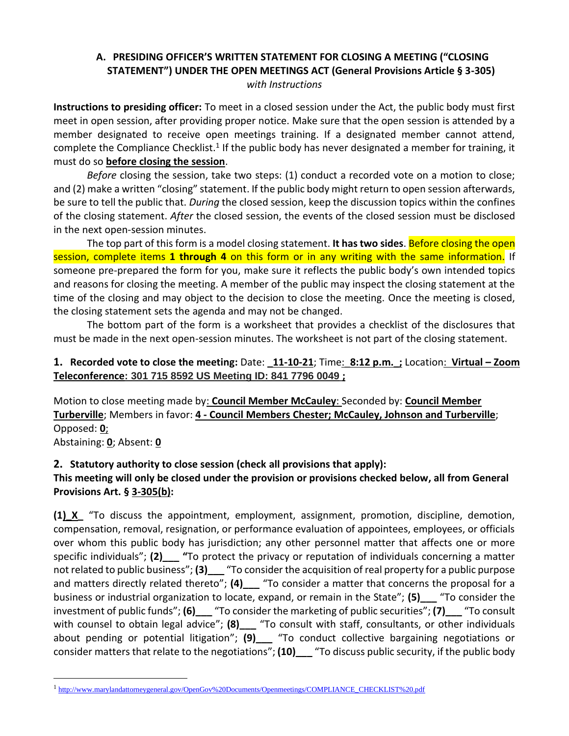### A. PRESIDING OFFICER'S WRITTEN STATEMENT FOR CLOSING A MEETING ("CLOSING STATEMENT") UNDER THE OPEN MEETINGS ACT (General Provisions Article § 3-305)

*with Instructions*

**Instructions to presiding officer:** To meet in a closed session under the Act, the public body must first meet in open session, after providing proper notice. Make sure that the open session is attended by a member designated to receive open meetings training. If a designated member cannot attend, complete the Compliance Checklist.[1] If the public body has never designated a member for training, it must do so **before closing the session**.

*Before* closing the session, take two steps: (1) conduct a recorded vote on a motion to close; and (2) make a written "closing" statement. If the public body might return to open session afterwards, be sure to tell the public that. *During* the closed session, keep the discussion topics within the confines of the closing statement. *After* the closed session, the events of the closed session must be disclosed in the next open-session minutes.

The top part of this form is a model closing statement. **It has two sides**. Before closing the open session, complete items **1 through 4** on this form or in any writing with the same information. If someone pre-prepared the form for you, make sure it reflects the public body's own intended topics and reasons for closing the meeting. A member of the public may inspect the closing statement at the time of the closing and may object to the decision to close the meeting. Once the meeting is closed, the closing statement sets the agenda and may not be changed.

The bottom part of the form is a worksheet that provides a checklist of the disclosures that must be made in the next open-session minutes. The worksheet is not part of the closing statement.

**1. Recorded vote to close the meeting:** Date: **11-10-21**; Time: **8:12 p.m.**; Location: **Virtual – Zoom Teleconference: 301 715 8592 US Meeting ID: 841 7796 0049 ;**

Motion to close meeting made by: **Council Member McCauley**: Seconded by: **Council Member Turberville**; Members in favor: **4 - Council Members Chester; McCauley, Johnson and Turberville**; Opposed: **0**;
Abstaining: **0**; Absent: **0**

**2. Statutory authority to close session (check all provisions that apply):**
**This meeting will only be closed under the provision or provisions checked below, all from General Provisions Art. § 3-305(b):**

**(1) X** "To discuss the appointment, employment, assignment, promotion, discipline, demotion, compensation, removal, resignation, or performance evaluation of appointees, employees, or officials over whom this public body has jurisdiction; any other personnel matter that affects one or more specific individuals"; **(2)\_\_\_** "To protect the privacy or reputation of individuals concerning a matter not related to public business"; **(3)\_\_\_** "To consider the acquisition of real property for a public purpose and matters directly related thereto"; **(4)\_\_\_** "To consider a matter that concerns the proposal for a business or industrial organization to locate, expand, or remain in the State"; **(5)\_\_\_** "To consider the investment of public funds"; **(6)\_\_\_** "To consider the marketing of public securities"; **(7)\_\_\_** "To consult with counsel to obtain legal advice"; **(8)\_\_\_** "To consult with staff, consultants, or other individuals about pending or potential litigation"; **(9)\_\_\_** "To conduct collective bargaining negotiations or consider matters that relate to the negotiations"; **(10)\_\_\_** "To discuss public security, if the public body

[1] http://www.marylandattorneygeneral.gov/OpenGov%20Documents/Openmeetings/COMPLIANCE_CHECKLIST%20.pdf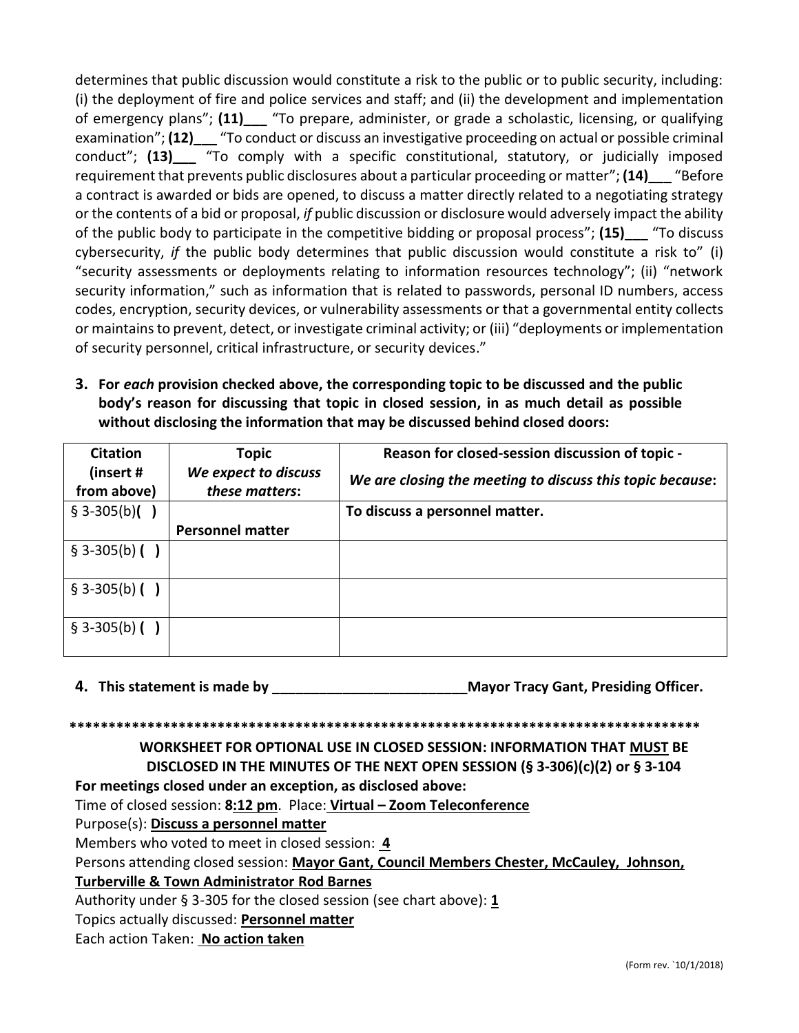determines that public discussion would constitute a risk to the public or to public security, including: (i) the deployment of fire and police services and staff; and (ii) the development and implementation of emergency plans"; **(11)___** "To prepare, administer, or grade a scholastic, licensing, or qualifying examination"; **(12)___** "To conduct or discuss an investigative proceeding on actual or possible criminal conduct"; **(13)___** "To comply with a specific constitutional, statutory, or judicially imposed requirement that prevents public disclosures about a particular proceeding or matter"; **(14)___** "Before a contract is awarded or bids are opened, to discuss a matter directly related to a negotiating strategy or the contents of a bid or proposal, *if* public discussion or disclosure would adversely impact the ability of the public body to participate in the competitive bidding or proposal process"; **(15)___** "To discuss cybersecurity, *if* the public body determines that public discussion would constitute a risk to" (i) "security assessments or deployments relating to information resources technology"; (ii) "network security information," such as information that is related to passwords, personal ID numbers, access codes, encryption, security devices, or vulnerability assessments or that a governmental entity collects or maintains to prevent, detect, or investigate criminal activity; or (iii) "deployments or implementation of security personnel, critical infrastructure, or security devices."

**3. For *each* provision checked above, the corresponding topic to be discussed and the public body's reason for discussing that topic in closed session, in as much detail as possible without disclosing the information that may be discussed behind closed doors:**

| **Citation (insert # from above)** | **Topic** *We expect to discuss these matters*: | **Reason for closed-session discussion of topic -** *We are closing the meeting to discuss this topic because*: |
|---|---|---|
| § 3-305(b)**( )** | **Personnel matter** | **To discuss a personnel matter.** |
| § 3-305(b) **( )** | | |
| § 3-305(b) **( )** | | |
| § 3-305(b) **( )** | | |

**4. This statement is made by \_\_\_\_\_\_\_\_\_\_\_\_\_\_\_\_\_\_\_\_\_\_\_\_\_Mayor Tracy Gant, Presiding Officer.**

**************************************************************************************

**WORKSHEET FOR OPTIONAL USE IN CLOSED SESSION: INFORMATION THAT MUST BE DISCLOSED IN THE MINUTES OF THE NEXT OPEN SESSION (§ 3-306)(c)(2) or § 3-104**

**For meetings closed under an exception, as disclosed above:**

Time of closed session: **8:12 pm**. Place: **Virtual – Zoom Teleconference**

Purpose(s): **Discuss a personnel matter**

Members who voted to meet in closed session: **4**

Persons attending closed session: **Mayor Gant, Council Members Chester, McCauley, Johnson, Turberville & Town Administrator Rod Barnes**

Authority under § 3-305 for the closed session (see chart above): **1**

Topics actually discussed: **Personnel matter**

Each action Taken: **No action taken**

(Form rev. `10/1/2018)